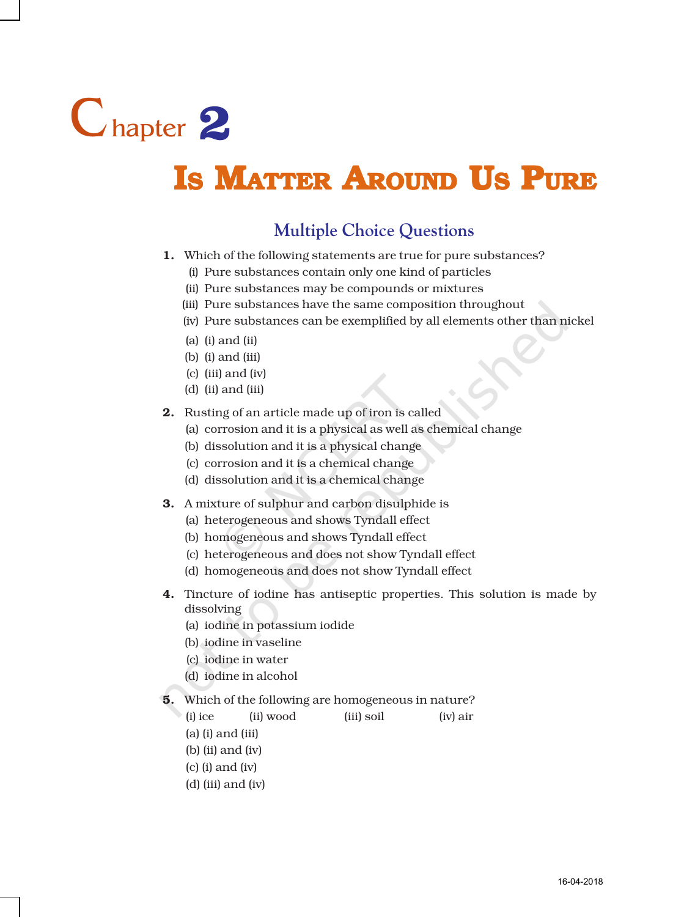# Chapter 2

## IS MATTER AROUND US PURE

### Multiple Choice Questions

**1.** Which of the following statements are true for pure substances?

(i) Pure substances contain only one kind of particles

(ii) Pure substances may be compounds or mixtures

(iii) Pure substances have the same composition throughout

(iv) Pure substances can be exemplified by all elements other than nickel

(a) (i) and (ii)

(b) (i) and (iii)

(c) (iii) and (iv)

(d) (ii) and (iii)

**2.** Rusting of an article made up of iron is called

(a) corrosion and it is a physical as well as chemical change

(b) dissolution and it is a physical change

(c) corrosion and it is a chemical change

(d) dissolution and it is a chemical change

**3.** A mixture of sulphur and carbon disulphide is

(a) heterogeneous and shows Tyndall effect

(b) homogeneous and shows Tyndall effect

(c) heterogeneous and does not show Tyndall effect

(d) homogeneous and does not show Tyndall effect

**4.** Tincture of iodine has antiseptic properties. This solution is made by dissolving

(a) iodine in potassium iodide

(b) iodine in vaseline

(c) iodine in water

(d) iodine in alcohol

**5.** Which of the following are homogeneous in nature?

(i) ice (ii) wood (iii) soil (iv) air

(a) (i) and (iii)

(b) (ii) and (iv)

(c) (i) and (iv)

(d) (iii) and (iv)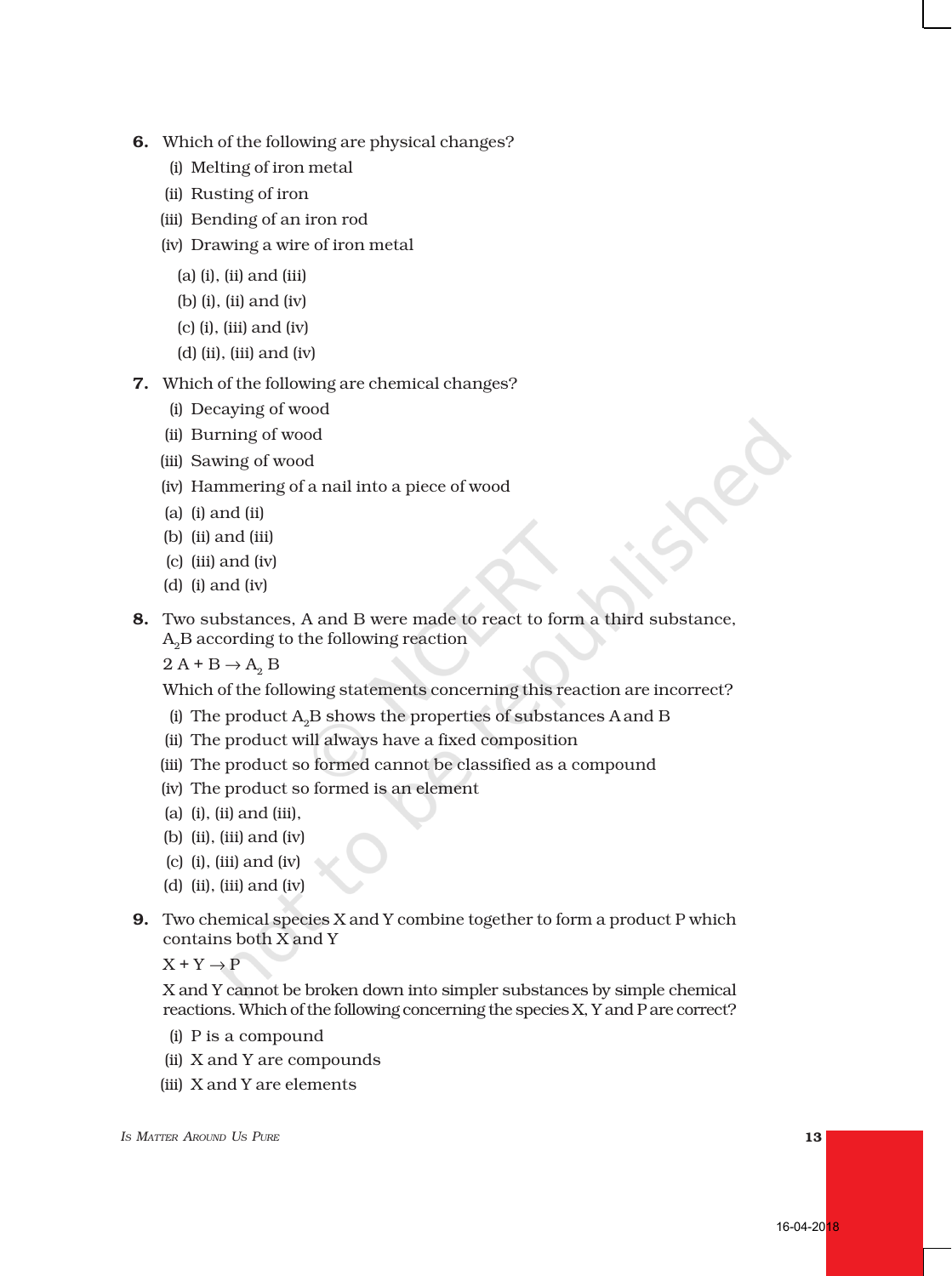**6.** Which of the following are physical changes?

(i) Melting of iron metal

(ii) Rusting of iron

(iii) Bending of an iron rod

(iv) Drawing a wire of iron metal

(a) (i), (ii) and (iii)

(b) (i), (ii) and (iv)

(c) (i), (iii) and (iv)

(d) (ii), (iii) and (iv)

**7.** Which of the following are chemical changes?

(i) Decaying of wood

(ii) Burning of wood

(iii) Sawing of wood

(iv) Hammering of a nail into a piece of wood

(a) (i) and (ii)

(b) (ii) and (iii)

(c) (iii) and (iv)

(d) (i) and (iv)

**8.** Two substances, A and B were made to react to form a third substance, $A_2B$ according to the following reaction

$2\,A + B \rightarrow A_2\,B$

Which of the following statements concerning this reaction are incorrect?

(i) The product $A_2B$ shows the properties of substances A and B

(ii) The product will always have a fixed composition

(iii) The product so formed cannot be classified as a compound

(iv) The product so formed is an element

(a) (i), (ii) and (iii),

(b) (ii), (iii) and (iv)

(c) (i), (iii) and (iv)

(d) (ii), (iii) and (iv)

**9.** Two chemical species X and Y combine together to form a product P which contains both X and Y

$X + Y \rightarrow P$

X and Y cannot be broken down into simpler substances by simple chemical reactions. Which of the following concerning the species X, Y and P are correct?

(i) P is a compound

(ii) X and Y are compounds

(iii) X and Y are elements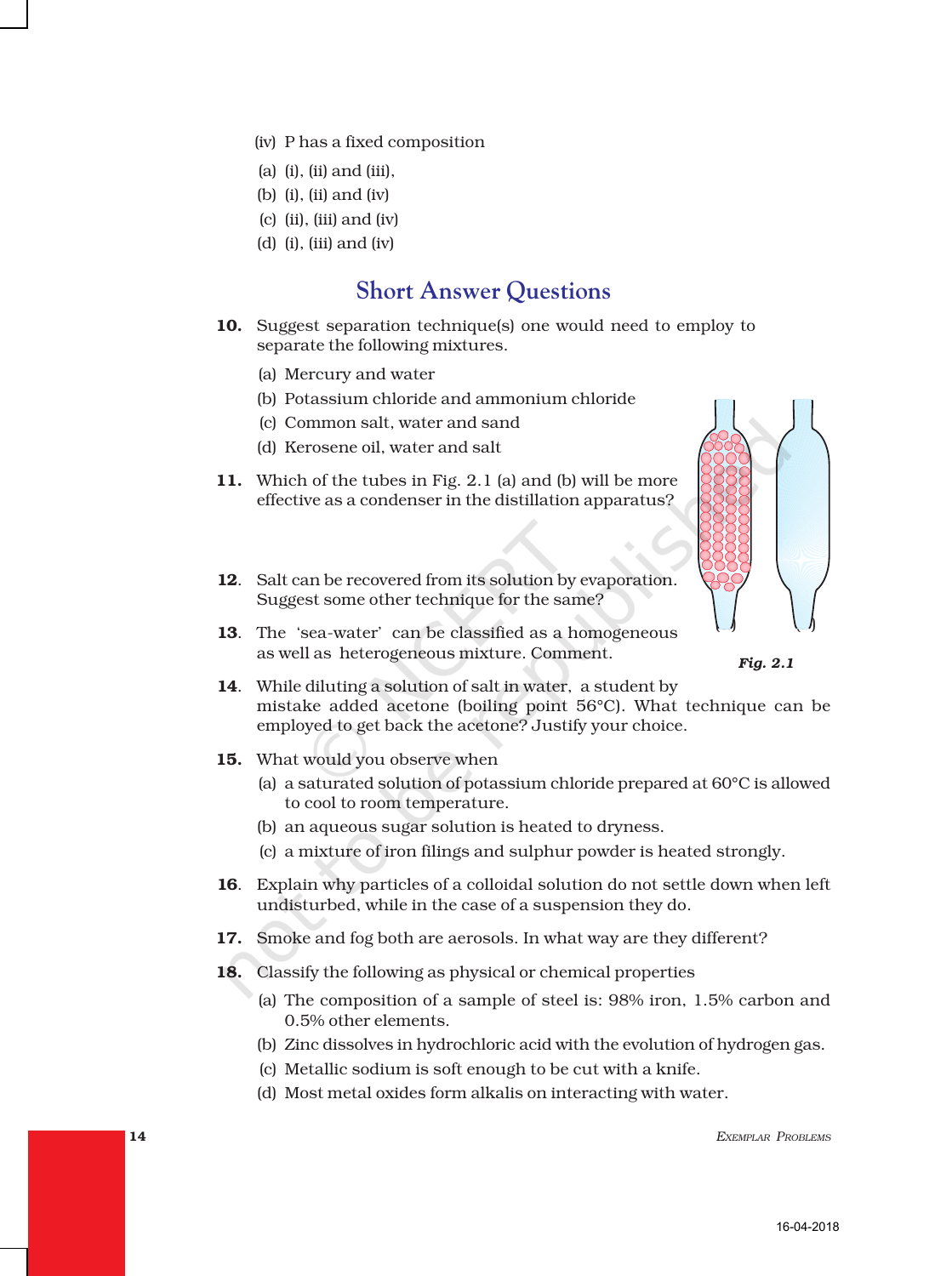(iv) P has a fixed composition

(a) (i), (ii) and (iii),

(b) (i), (ii) and (iv)

(c) (ii), (iii) and (iv)

(d) (i), (iii) and (iv)

## Short Answer Questions

**10.** Suggest separation technique(s) one would need to employ to separate the following mixtures.

(a) Mercury and water

(b) Potassium chloride and ammonium chloride

(c) Common salt, water and sand

(d) Kerosene oil, water and salt

**11.** Which of the tubes in Fig. 2.1 (a) and (b) will be more effective as a condenser in the distillation apparatus?

*Fig. 2.1*

**12.** Salt can be recovered from its solution by evaporation. Suggest some other technique for the same?

**13.** The 'sea-water' can be classified as a homogeneous as well as heterogeneous mixture. Comment.

**14.** While diluting a solution of salt in water, a student by mistake added acetone (boiling point 56°C). What technique can be employed to get back the acetone? Justify your choice.

**15.** What would you observe when

(a) a saturated solution of potassium chloride prepared at 60°C is allowed to cool to room temperature.

(b) an aqueous sugar solution is heated to dryness.

(c) a mixture of iron filings and sulphur powder is heated strongly.

**16.** Explain why particles of a colloidal solution do not settle down when left undisturbed, while in the case of a suspension they do.

**17.** Smoke and fog both are aerosols. In what way are they different?

**18.** Classify the following as physical or chemical properties

(a) The composition of a sample of steel is: 98% iron, 1.5% carbon and 0.5% other elements.

(b) Zinc dissolves in hydrochloric acid with the evolution of hydrogen gas.

(c) Metallic sodium is soft enough to be cut with a knife.

(d) Most metal oxides form alkalis on interacting with water.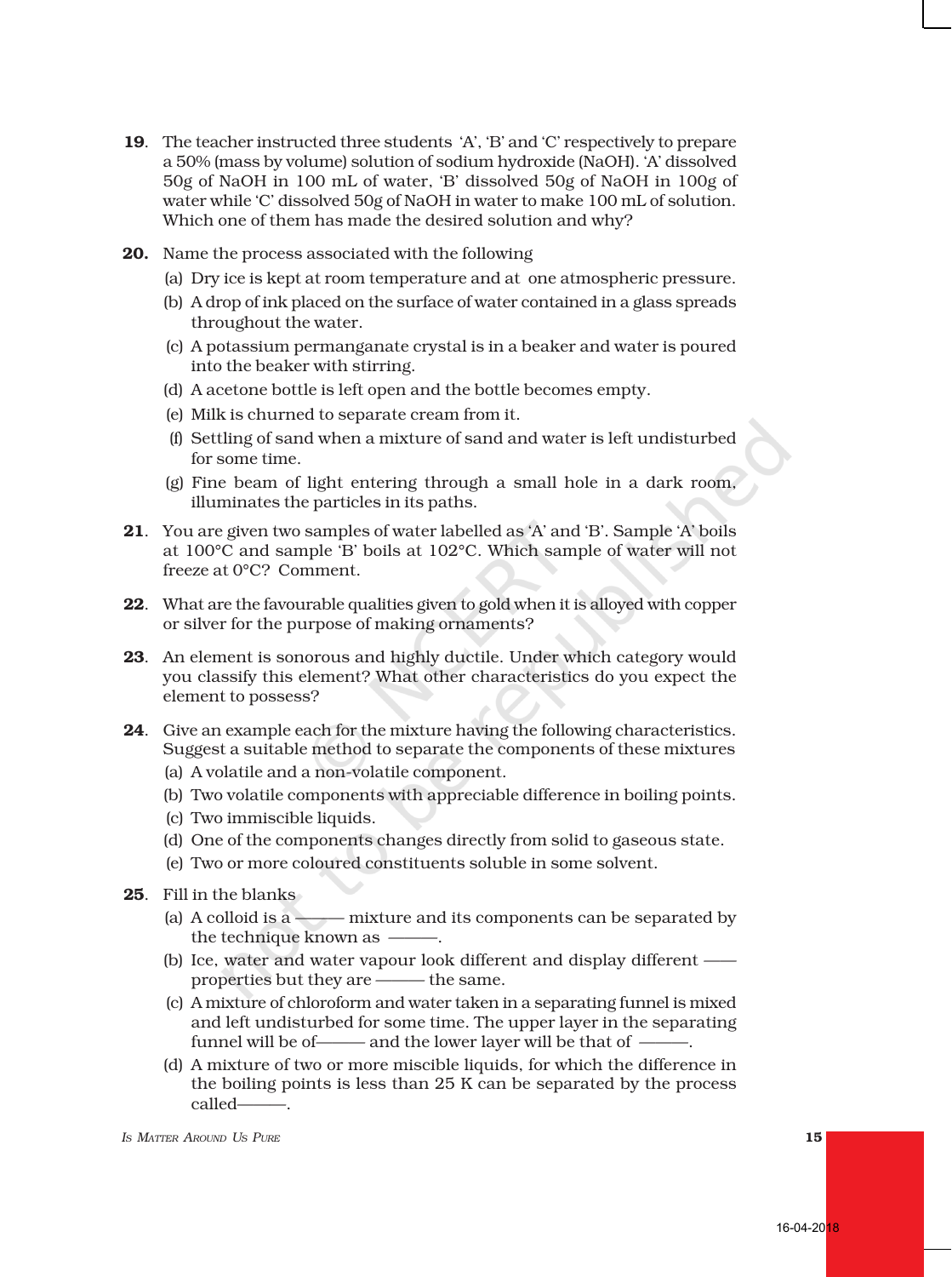**19**. The teacher instructed three students 'A', 'B' and 'C' respectively to prepare a 50% (mass by volume) solution of sodium hydroxide (NaOH). 'A' dissolved 50g of NaOH in 100 mL of water, 'B' dissolved 50g of NaOH in 100g of water while 'C' dissolved 50g of NaOH in water to make 100 mL of solution. Which one of them has made the desired solution and why?

**20.** Name the process associated with the following

(a) Dry ice is kept at room temperature and at one atmospheric pressure.

(b) A drop of ink placed on the surface of water contained in a glass spreads throughout the water.

(c) A potassium permanganate crystal is in a beaker and water is poured into the beaker with stirring.

(d) A acetone bottle is left open and the bottle becomes empty.

(e) Milk is churned to separate cream from it.

(f) Settling of sand when a mixture of sand and water is left undisturbed for some time.

(g) Fine beam of light entering through a small hole in a dark room, illuminates the particles in its paths.

**21**. You are given two samples of water labelled as 'A' and 'B'. Sample 'A' boils at 100°C and sample 'B' boils at 102°C. Which sample of water will not freeze at 0°C? Comment.

**22**. What are the favourable qualities given to gold when it is alloyed with copper or silver for the purpose of making ornaments?

**23**. An element is sonorous and highly ductile. Under which category would you classify this element? What other characteristics do you expect the element to possess?

**24**. Give an example each for the mixture having the following characteristics. Suggest a suitable method to separate the components of these mixtures

(a) A volatile and a non-volatile component.

(b) Two volatile components with appreciable difference in boiling points.

(c) Two immiscible liquids.

(d) One of the components changes directly from solid to gaseous state.

(e) Two or more coloured constituents soluble in some solvent.

**25**. Fill in the blanks

(a) A colloid is a ——— mixture and its components can be separated by the technique known as ———.

(b) Ice, water and water vapour look different and display different ——— properties but they are ——— the same.

(c) A mixture of chloroform and water taken in a separating funnel is mixed and left undisturbed for some time. The upper layer in the separating funnel will be of——— and the lower layer will be that of ———.

(d) A mixture of two or more miscible liquids, for which the difference in the boiling points is less than 25 K can be separated by the process called———.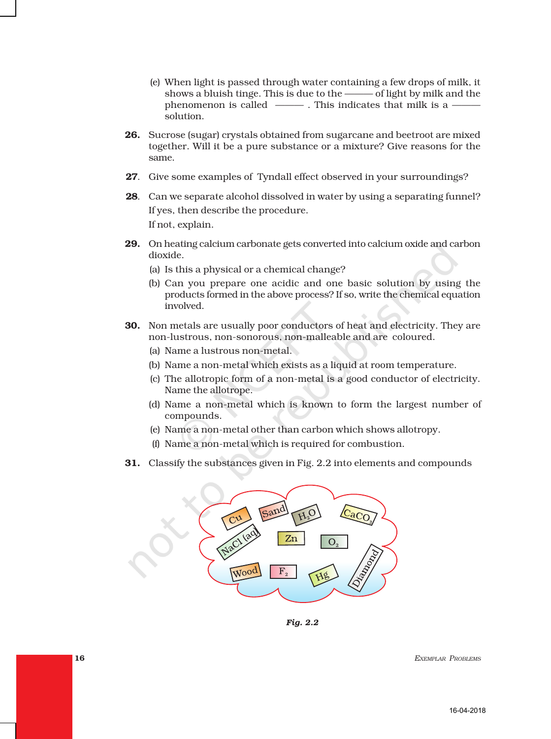(e) When light is passed through water containing a few drops of milk, it shows a bluish tinge. This is due to the ——— of light by milk and the phenomenon is called ——— . This indicates that milk is a ——— solution.

**26.** Sucrose (sugar) crystals obtained from sugarcane and beetroot are mixed together. Will it be a pure substance or a mixture? Give reasons for the same.

**27**. Give some examples of Tyndall effect observed in your surroundings?

**28**. Can we separate alcohol dissolved in water by using a separating funnel? If yes, then describe the procedure. If not, explain.

**29.** On heating calcium carbonate gets converted into calcium oxide and carbon dioxide.

(a) Is this a physical or a chemical change?

(b) Can you prepare one acidic and one basic solution by using the products formed in the above process? If so, write the chemical equation involved.

**30.** Non metals are usually poor conductors of heat and electricity. They are non-lustrous, non-sonorous, non-malleable and are coloured.

(a) Name a lustrous non-metal.

(b) Name a non-metal which exists as a liquid at room temperature.

(c) The allotropic form of a non-metal is a good conductor of electricity. Name the allotrope.

(d) Name a non-metal which is known to form the largest number of compounds.

(e) Name a non-metal other than carbon which shows allotropy.

(f) Name a non-metal which is required for combustion.

**31.** Classify the substances given in Fig. 2.2 into elements and compounds

Cu, Sand, $H_2O$, $CaCO_3$, NaCl (aq), Zn, $O_2$, Wood, $F_2$, Hg, Diamond

***Fig. 2.2***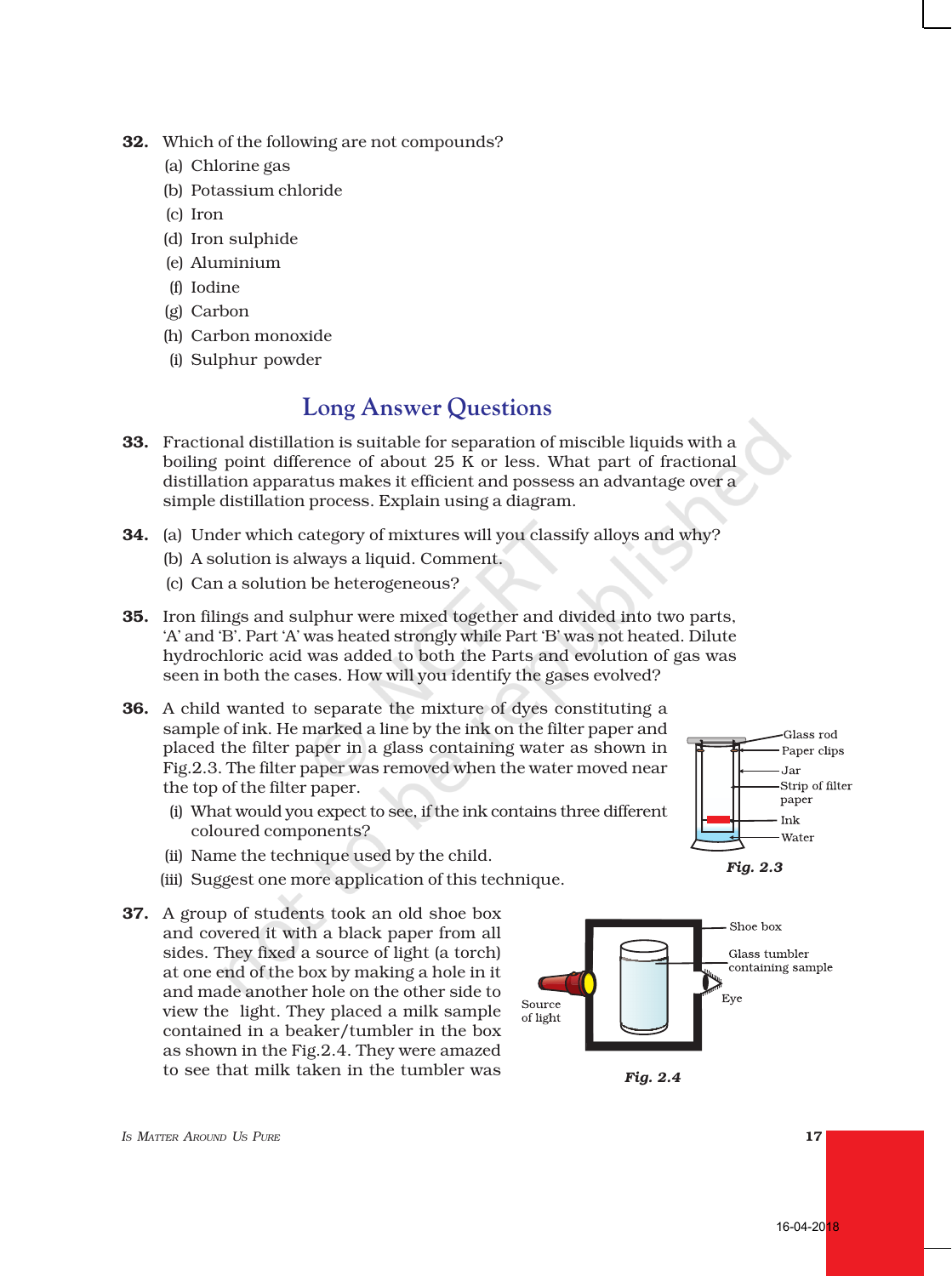32. Which of the following are not compounds?

(a) Chlorine gas
(b) Potassium chloride
(c) Iron
(d) Iron sulphide
(e) Aluminium
(f) Iodine
(g) Carbon
(h) Carbon monoxide
(i) Sulphur powder

## Long Answer Questions

33. Fractional distillation is suitable for separation of miscible liquids with a boiling point difference of about 25 K or less. What part of fractional distillation apparatus makes it efficient and possess an advantage over a simple distillation process. Explain using a diagram.

34. (a) Under which category of mixtures will you classify alloys and why?
(b) A solution is always a liquid. Comment.
(c) Can a solution be heterogeneous?

35. Iron filings and sulphur were mixed together and divided into two parts, 'A' and 'B'. Part 'A' was heated strongly while Part 'B' was not heated. Dilute hydrochloric acid was added to both the Parts and evolution of gas was seen in both the cases. How will you identify the gases evolved?

36. A child wanted to separate the mixture of dyes constituting a sample of ink. He marked a line by the ink on the filter paper and placed the filter paper in a glass containing water as shown in Fig.2.3. The filter paper was removed when the water moved near the top of the filter paper.

(i) What would you expect to see, if the ink contains three different coloured components?
(ii) Name the technique used by the child.
(iii) Suggest one more application of this technique.

Glass rod, Paper clips, Jar, Strip of filter paper, Ink, Water

*Fig. 2.3*

37. A group of students took an old shoe box and covered it with a black paper from all sides. They fixed a source of light (a torch) at one end of the box by making a hole in it and made another hole on the other side to view the light. They placed a milk sample contained in a beaker/tumbler in the box as shown in the Fig.2.4. They were amazed to see that milk taken in the tumbler was

Shoe box, Glass tumbler containing sample, Source of light, Eye

*Fig. 2.4*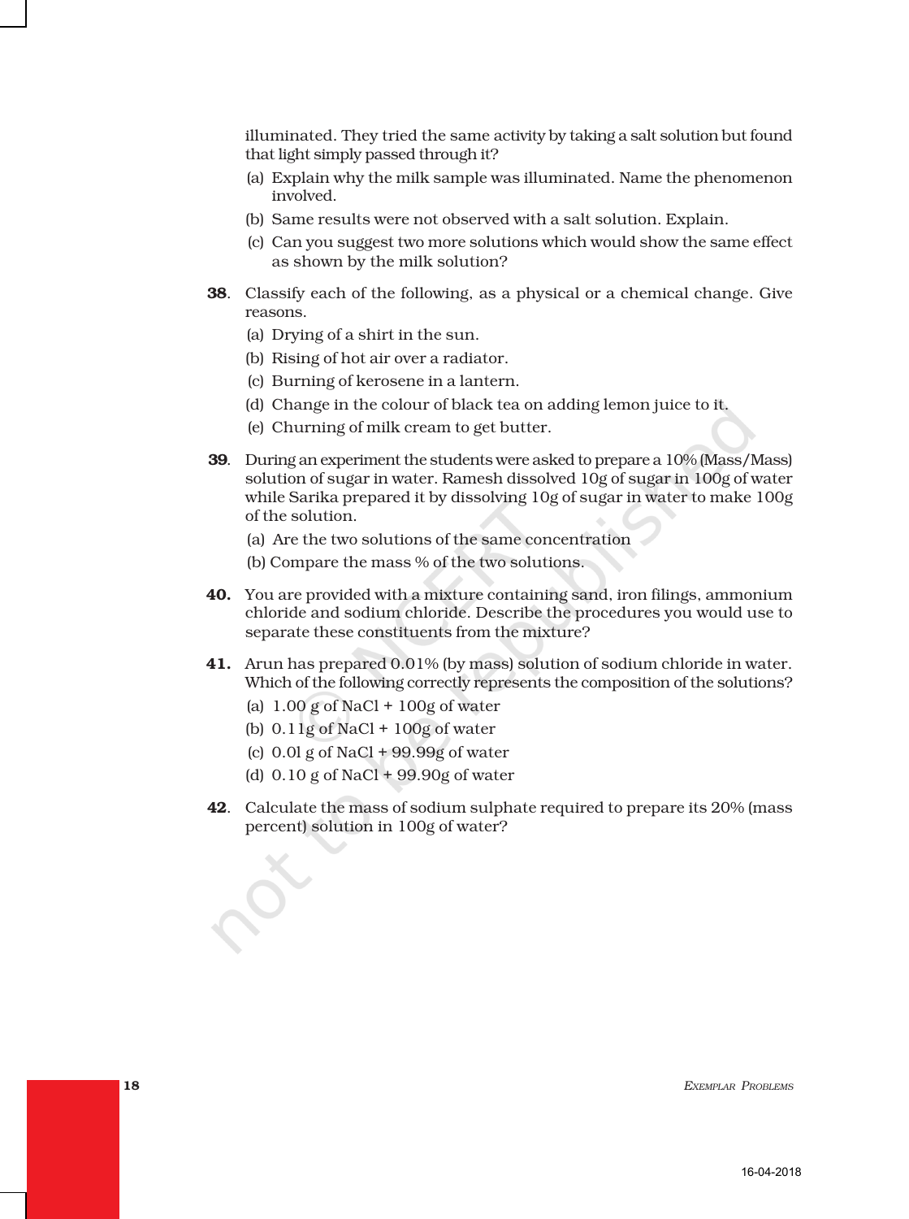illuminated. They tried the same activity by taking a salt solution but found that light simply passed through it?

(a) Explain why the milk sample was illuminated. Name the phenomenon involved.

(b) Same results were not observed with a salt solution. Explain.

(c) Can you suggest two more solutions which would show the same effect as shown by the milk solution?

**38**. Classify each of the following, as a physical or a chemical change. Give reasons.

(a) Drying of a shirt in the sun.

(b) Rising of hot air over a radiator.

(c) Burning of kerosene in a lantern.

(d) Change in the colour of black tea on adding lemon juice to it.

(e) Churning of milk cream to get butter.

**39**. During an experiment the students were asked to prepare a 10% (Mass/Mass) solution of sugar in water. Ramesh dissolved 10g of sugar in 100g of water while Sarika prepared it by dissolving 10g of sugar in water to make 100g of the solution.

(a) Are the two solutions of the same concentration

(b) Compare the mass % of the two solutions.

**40.** You are provided with a mixture containing sand, iron filings, ammonium chloride and sodium chloride. Describe the procedures you would use to separate these constituents from the mixture?

**41.** Arun has prepared 0.01% (by mass) solution of sodium chloride in water. Which of the following correctly represents the composition of the solutions?

(a) 1.00 g of NaCl + 100g of water

(b) 0.11g of NaCl + 100g of water

(c) 0.01 g of NaCl + 99.99g of water

(d) 0.10 g of NaCl + 99.90g of water

**42**. Calculate the mass of sodium sulphate required to prepare its 20% (mass percent) solution in 100g of water?